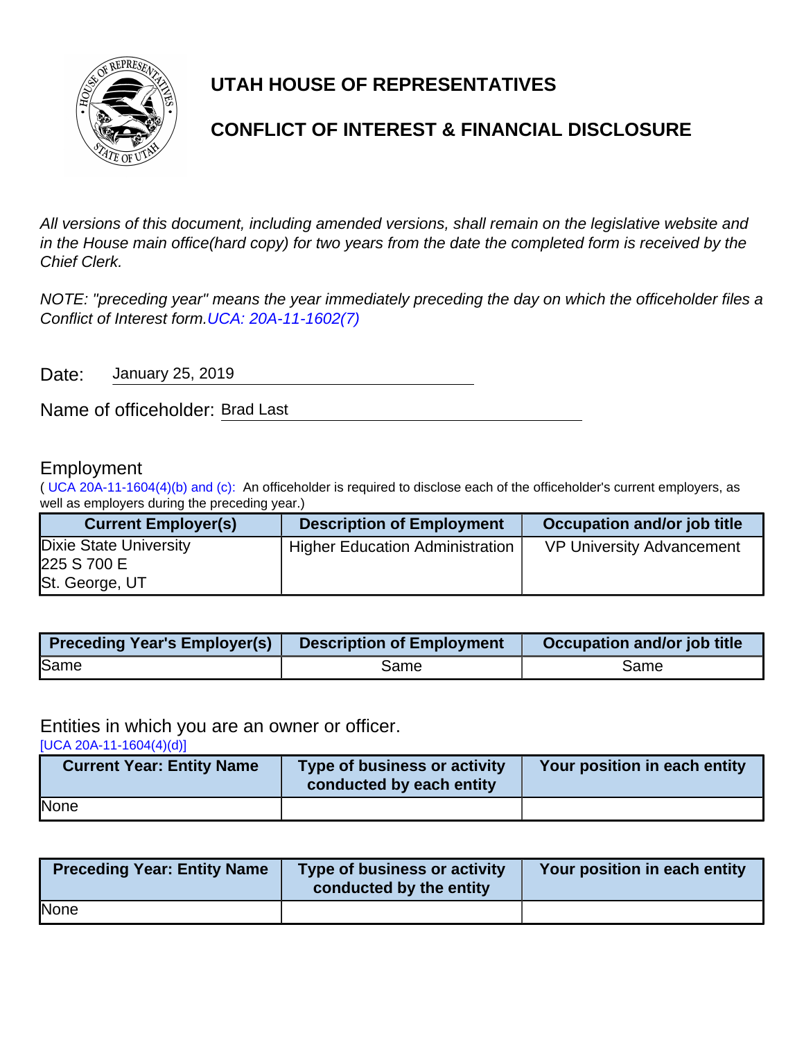# UTAH HOUSE OF REPRESENTATIVES

## CONFLICT OF INTEREST & FINANCIAL DISCLOSURE

*All versions of this document, including amended versions, shall remain on the legislative website and in the House main office(hard copy) for two years from the date the completed form is received by the Chief Clerk.*

*NOTE: "preceding year" means the year immediately preceding the day on which the officeholder files a Conflict of Interest form.* *UCA: 20A-11-1602(7)*

Date: January 25, 2019

Name of officeholder: Brad Last

### Employment

( UCA 20A-11-1604(4)(b) and (c): An officeholder is required to disclose each of the officeholder's current employers, as well as employers during the preceding year.)

| Current Employer(s) | Description of Employment | Occupation and/or job title |
|---|---|---|
| Dixie State University<br>225 S 700 E<br>St. George, UT | Higher Education Administration | VP University Advancement |

| Preceding Year's Employer(s) | Description of Employment | Occupation and/or job title |
|---|---|---|
| Same | Same | Same |

### Entities in which you are an owner or officer.

[UCA 20A-11-1604(4)(d)]

| Current Year: Entity Name | Type of business or activity conducted by each entity | Your position in each entity |
|---|---|---|
| None | | |

| Preceding Year: Entity Name | Type of business or activity conducted by the entity | Your position in each entity |
|---|---|---|
| None | | |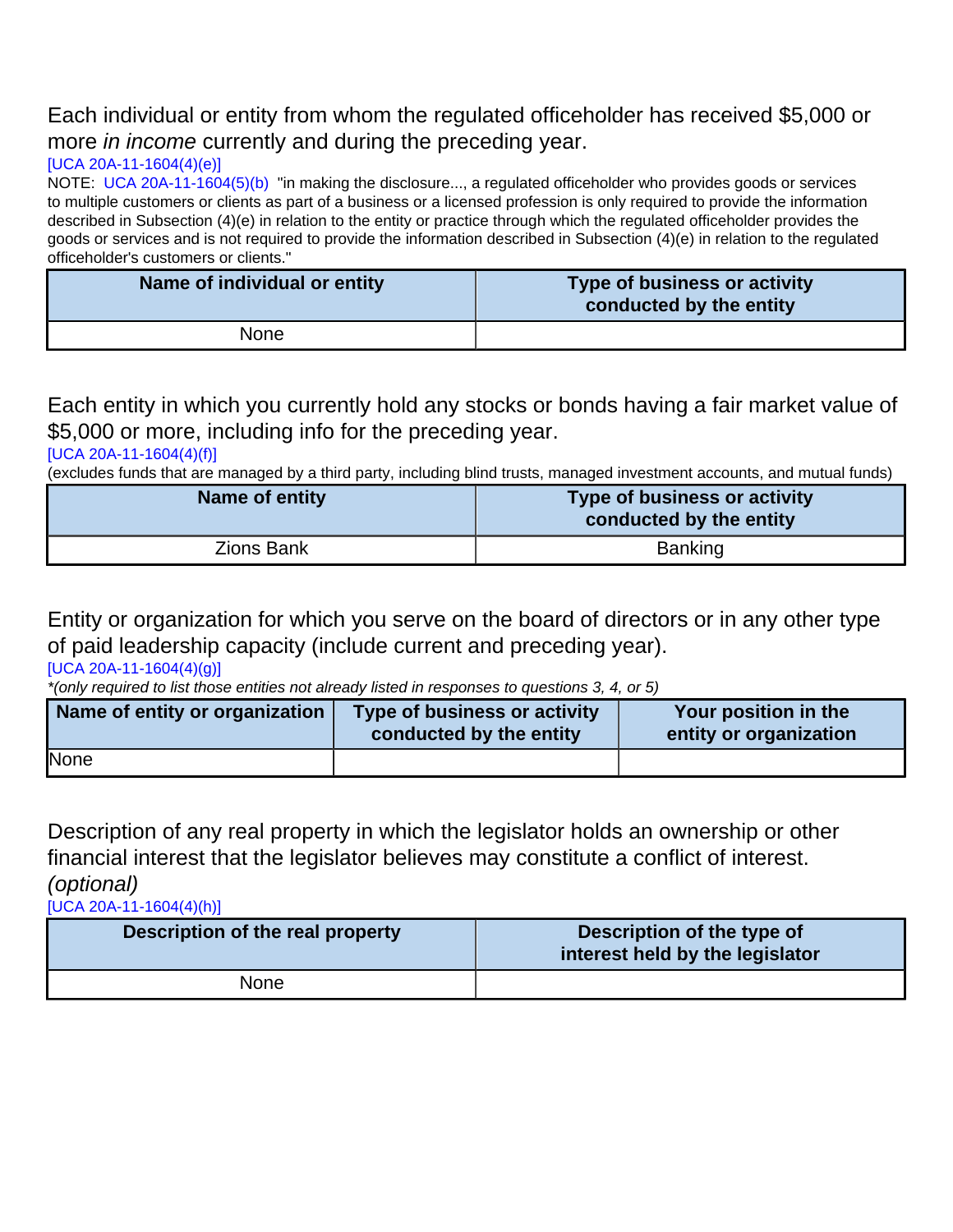Each individual or entity from whom the regulated officeholder has received $5,000 or more *in income* currently and during the preceding year.

[UCA 20A-11-1604(4)(e)]

NOTE: UCA 20A-11-1604(5)(b) "in making the disclosure..., a regulated officeholder who provides goods or services to multiple customers or clients as part of a business or a licensed profession is only required to provide the information described in Subsection (4)(e) in relation to the entity or practice through which the regulated officeholder provides the goods or services and is not required to provide the information described in Subsection (4)(e) in relation to the regulated officeholder's customers or clients."

| Name of individual or entity | Type of business or activity conducted by the entity |
|---|---|
| None | |

Each entity in which you currently hold any stocks or bonds having a fair market value of $5,000 or more, including info for the preceding year.

[UCA 20A-11-1604(4)(f)]

(excludes funds that are managed by a third party, including blind trusts, managed investment accounts, and mutual funds)

| Name of entity | Type of business or activity conducted by the entity |
|---|---|
| Zions Bank | Banking |

Entity or organization for which you serve on the board of directors or in any other type of paid leadership capacity (include current and preceding year).

[UCA 20A-11-1604(4)(g)]

*\*(only required to list those entities not already listed in responses to questions 3, 4, or 5)*

| Name of entity or organization | Type of business or activity conducted by the entity | Your position in the entity or organization |
|---|---|---|
| None | | |

Description of any real property in which the legislator holds an ownership or other financial interest that the legislator believes may constitute a conflict of interest. *(optional)*

[UCA 20A-11-1604(4)(h)]

| Description of the real property | Description of the type of interest held by the legislator |
|---|---|
| None | |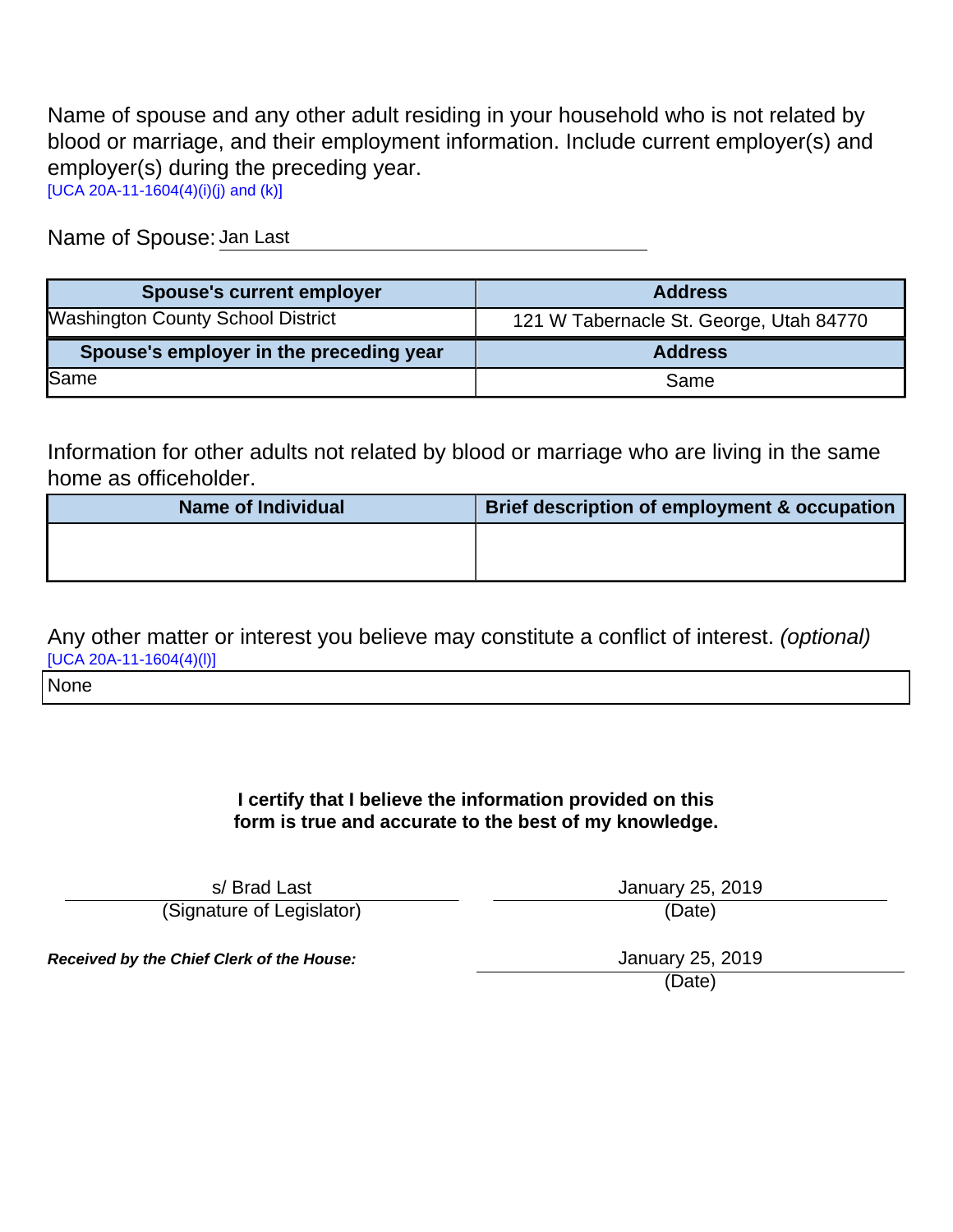Name of spouse and any other adult residing in your household who is not related by blood or marriage, and their employment information. Include current employer(s) and employer(s) during the preceding year.
[UCA 20A-11-1604(4)(i)(j) and (k)]

Name of Spouse: Jan Last

| Spouse's current employer | Address |
| --- | --- |
| Washington County School District | 121 W Tabernacle St. George, Utah 84770 |
| **Spouse's employer in the preceding year** | **Address** |
| Same | Same |

Information for other adults not related by blood or marriage who are living in the same home as officeholder.

| Name of Individual | Brief description of employment & occupation |
| --- | --- |
| | |

Any other matter or interest you believe may constitute a conflict of interest. *(optional)*
[UCA 20A-11-1604(4)(l)]

None

**I certify that I believe the information provided on this form is true and accurate to the best of my knowledge.**

s/ Brad Last
(Signature of Legislator)

January 25, 2019
(Date)

***Received by the Chief Clerk of the House:***

January 25, 2019
(Date)